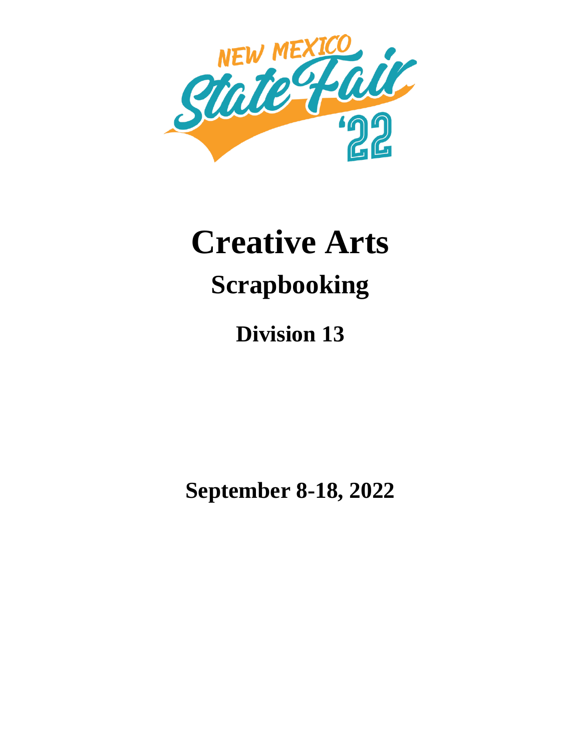NEW MEXICO State Fair '22

# Creative Arts

## Scrapbooking

### Division 13

**September 8-18, 2022**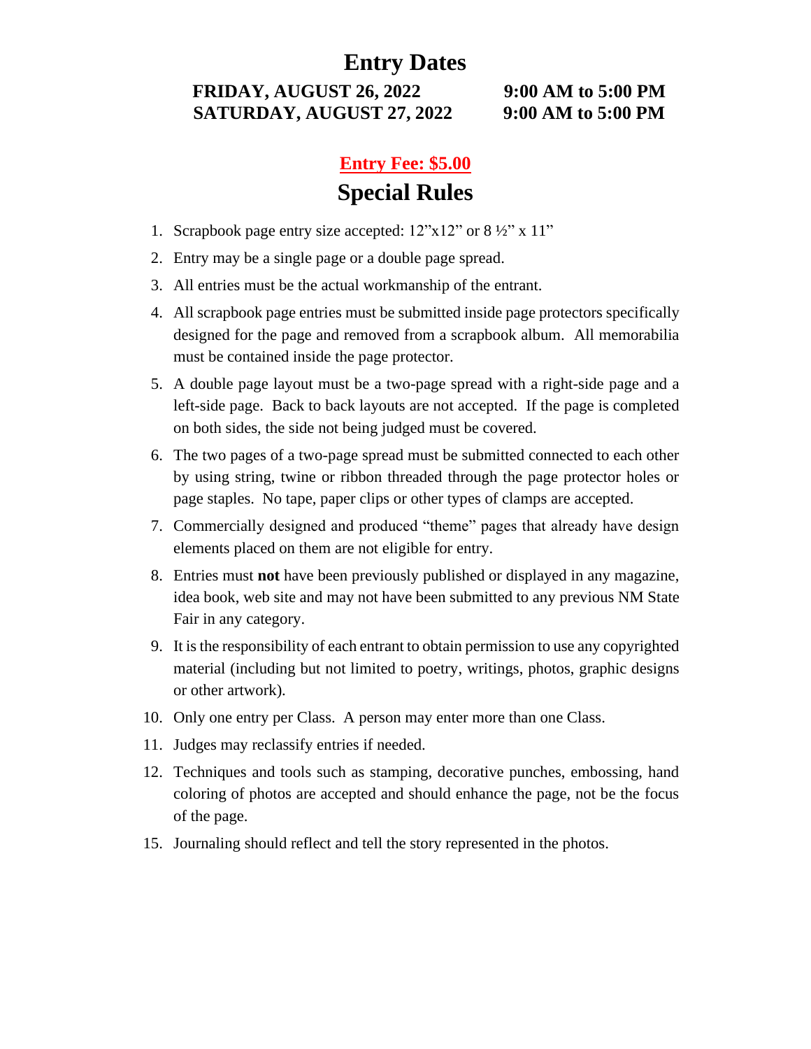## Entry Dates

**FRIDAY, AUGUST 26, 2022 — 9:00 AM to 5:00 PM**
**SATURDAY, AUGUST 27, 2022 — 9:00 AM to 5:00 PM**

**Entry Fee: $5.00**

## Special Rules

1. Scrapbook page entry size accepted: 12"x12" or 8 ½" x 11"
2. Entry may be a single page or a double page spread.
3. All entries must be the actual workmanship of the entrant.
4. All scrapbook page entries must be submitted inside page protectors specifically designed for the page and removed from a scrapbook album. All memorabilia must be contained inside the page protector.
5. A double page layout must be a two-page spread with a right-side page and a left-side page. Back to back layouts are not accepted. If the page is completed on both sides, the side not being judged must be covered.
6. The two pages of a two-page spread must be submitted connected to each other by using string, twine or ribbon threaded through the page protector holes or page staples. No tape, paper clips or other types of clamps are accepted.
7. Commercially designed and produced "theme" pages that already have design elements placed on them are not eligible for entry.
8. Entries must **not** have been previously published or displayed in any magazine, idea book, web site and may not have been submitted to any previous NM State Fair in any category.
9. It is the responsibility of each entrant to obtain permission to use any copyrighted material (including but not limited to poetry, writings, photos, graphic designs or other artwork).
10. Only one entry per Class. A person may enter more than one Class.
11. Judges may reclassify entries if needed.
12. Techniques and tools such as stamping, decorative punches, embossing, hand coloring of photos are accepted and should enhance the page, not be the focus of the page.

15. Journaling should reflect and tell the story represented in the photos.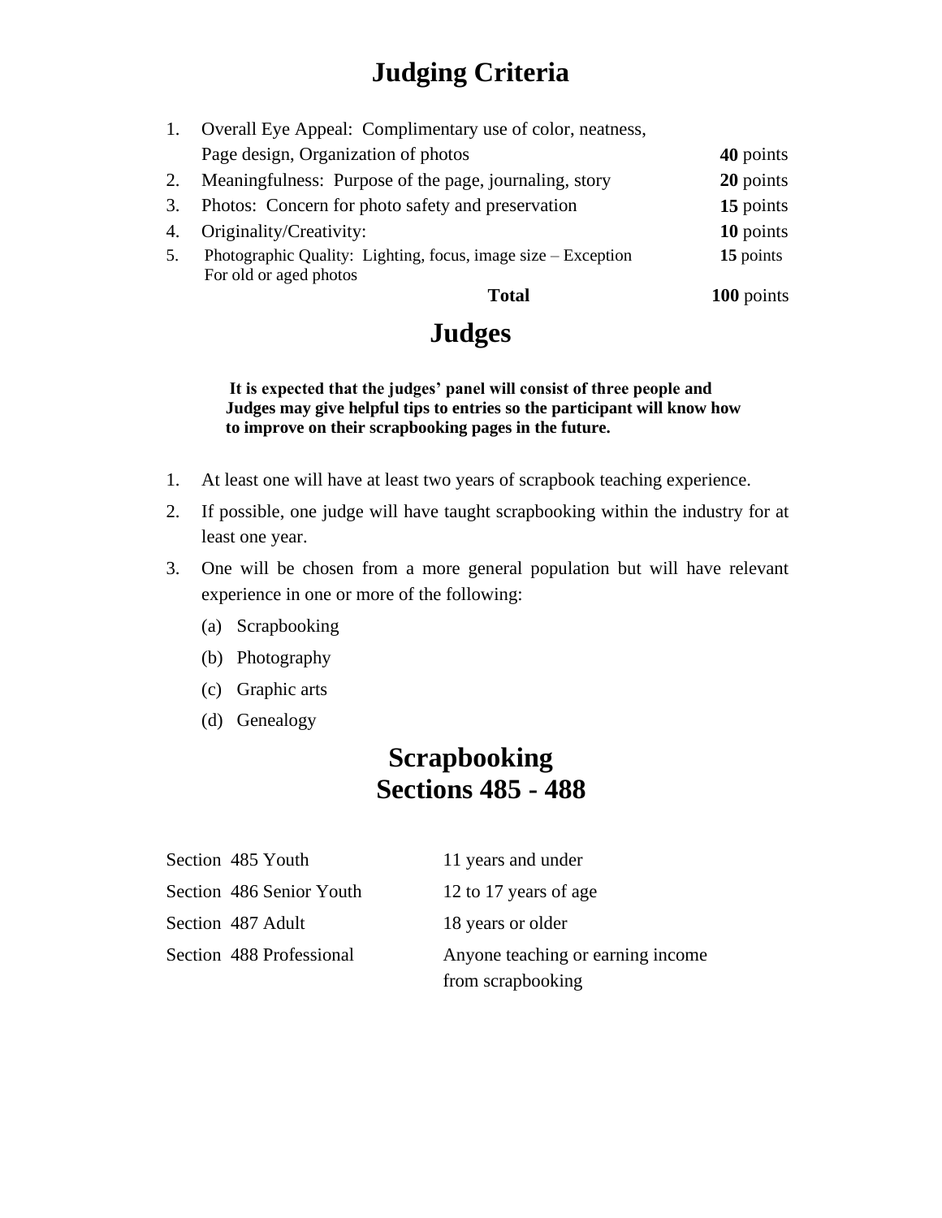# Judging Criteria

| | Criteria | Points |
|---|---|---|
| 1. | Overall Eye Appeal: Complimentary use of color, neatness, Page design, Organization of photos | **40** points |
| 2. | Meaningfulness: Purpose of the page, journaling, story | **20** points |
| 3. | Photos: Concern for photo safety and preservation | **15** points |
| 4. | Originality/Creativity: | **10** points |
| 5. | Photographic Quality: Lighting, focus, image size – Exception For old or aged photos | **15** points |
| | **Total** | **100** points |

# Judges

**It is expected that the judges' panel will consist of three people and Judges may give helpful tips to entries so the participant will know how to improve on their scrapbooking pages in the future.**

1. At least one will have at least two years of scrapbook teaching experience.
2. If possible, one judge will have taught scrapbooking within the industry for at least one year.
3. One will be chosen from a more general population but will have relevant experience in one or more of the following:
   (a) Scrapbooking
   (b) Photography
   (c) Graphic arts
   (d) Genealogy

# Scrapbooking
# Sections 485 - 488

| Section | Age / Eligibility |
|---|---|
| Section 485 Youth | 11 years and under |
| Section 486 Senior Youth | 12 to 17 years of age |
| Section 487 Adult | 18 years or older |
| Section 488 Professional | Anyone teaching or earning income from scrapbooking |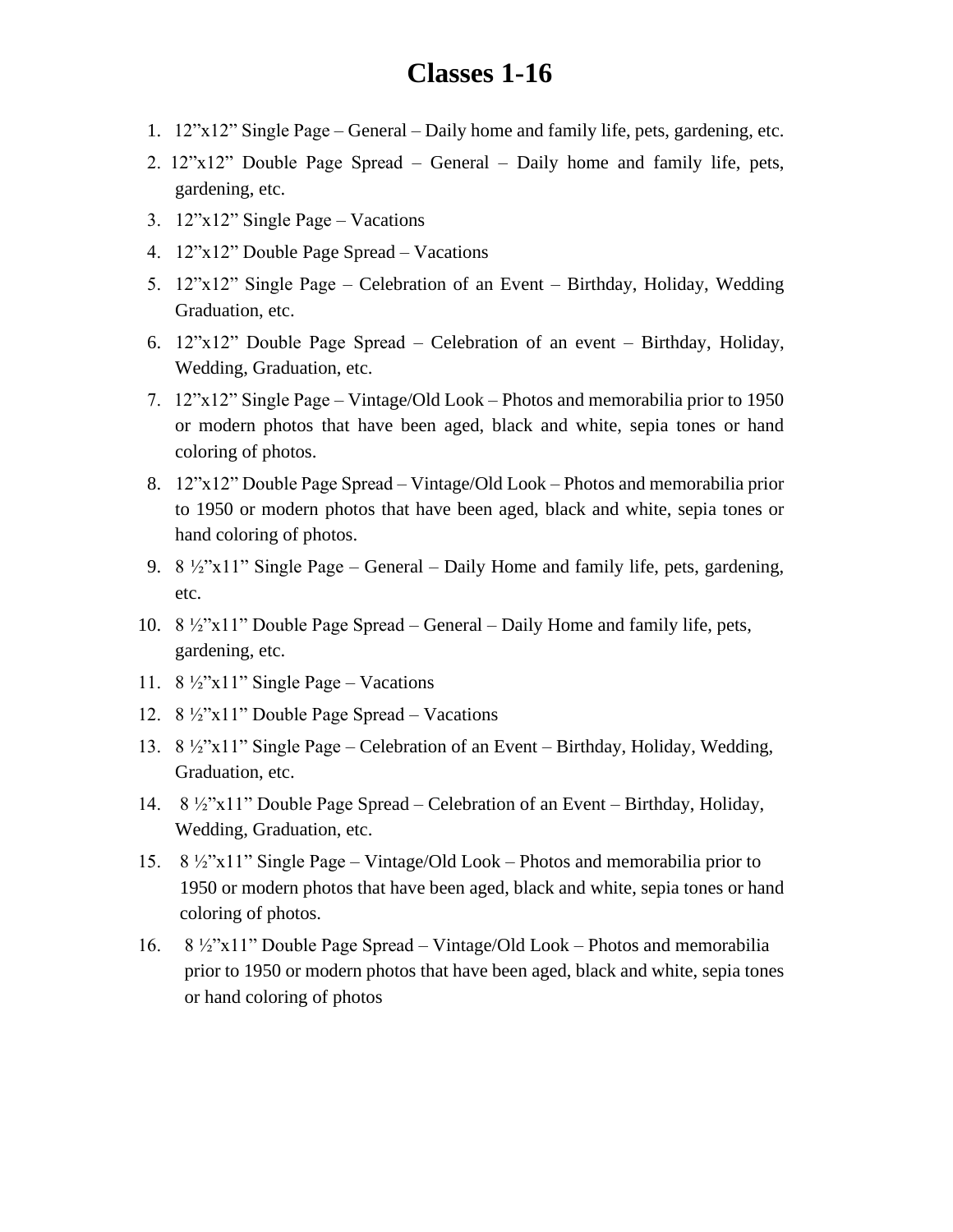# Classes 1-16

1. 12"x12" Single Page – General – Daily home and family life, pets, gardening, etc.
2. 12"x12" Double Page Spread – General – Daily home and family life, pets, gardening, etc.
3. 12"x12" Single Page – Vacations
4. 12"x12" Double Page Spread – Vacations
5. 12"x12" Single Page – Celebration of an Event – Birthday, Holiday, Wedding Graduation, etc.
6. 12"x12" Double Page Spread – Celebration of an event – Birthday, Holiday, Wedding, Graduation, etc.
7. 12"x12" Single Page – Vintage/Old Look – Photos and memorabilia prior to 1950 or modern photos that have been aged, black and white, sepia tones or hand coloring of photos.
8. 12"x12" Double Page Spread – Vintage/Old Look – Photos and memorabilia prior to 1950 or modern photos that have been aged, black and white, sepia tones or hand coloring of photos.
9. 8 ½"x11" Single Page – General – Daily Home and family life, pets, gardening, etc.
10. 8 ½"x11" Double Page Spread – General – Daily Home and family life, pets, gardening, etc.
11. 8 ½"x11" Single Page – Vacations
12. 8 ½"x11" Double Page Spread – Vacations
13. 8 ½"x11" Single Page – Celebration of an Event – Birthday, Holiday, Wedding, Graduation, etc.
14. 8 ½"x11" Double Page Spread – Celebration of an Event – Birthday, Holiday, Wedding, Graduation, etc.
15. 8 ½"x11" Single Page – Vintage/Old Look – Photos and memorabilia prior to 1950 or modern photos that have been aged, black and white, sepia tones or hand coloring of photos.
16. 8 ½"x11" Double Page Spread – Vintage/Old Look – Photos and memorabilia prior to 1950 or modern photos that have been aged, black and white, sepia tones or hand coloring of photos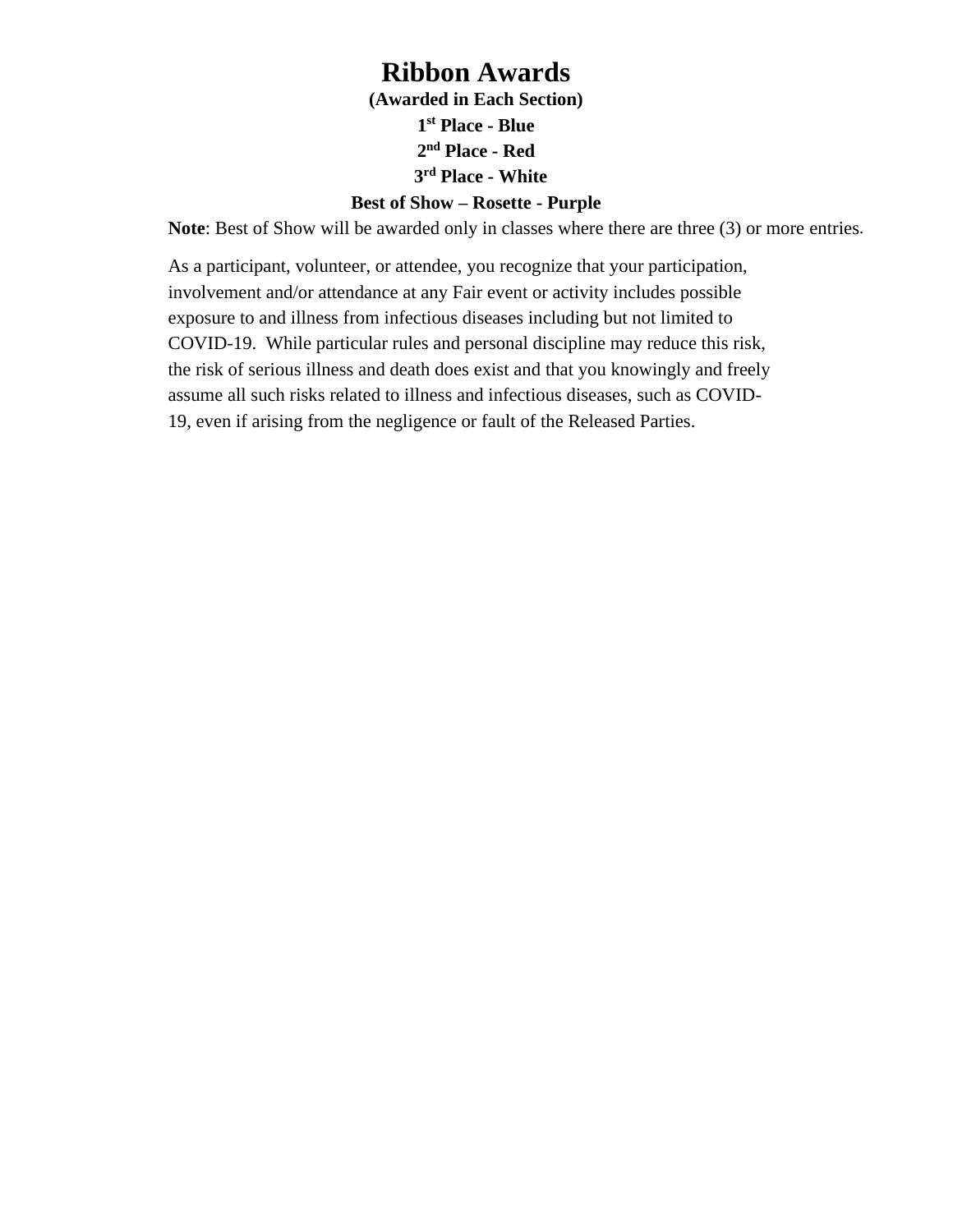# Ribbon Awards

**(Awarded in Each Section)**

**1st Place - Blue**

**2nd Place - Red**

**3rd Place - White**

**Best of Show – Rosette - Purple**

**Note**: Best of Show will be awarded only in classes where there are three (3) or more entries.

As a participant, volunteer, or attendee, you recognize that your participation, involvement and/or attendance at any Fair event or activity includes possible exposure to and illness from infectious diseases including but not limited to COVID-19. While particular rules and personal discipline may reduce this risk, the risk of serious illness and death does exist and that you knowingly and freely assume all such risks related to illness and infectious diseases, such as COVID-19, even if arising from the negligence or fault of the Released Parties.